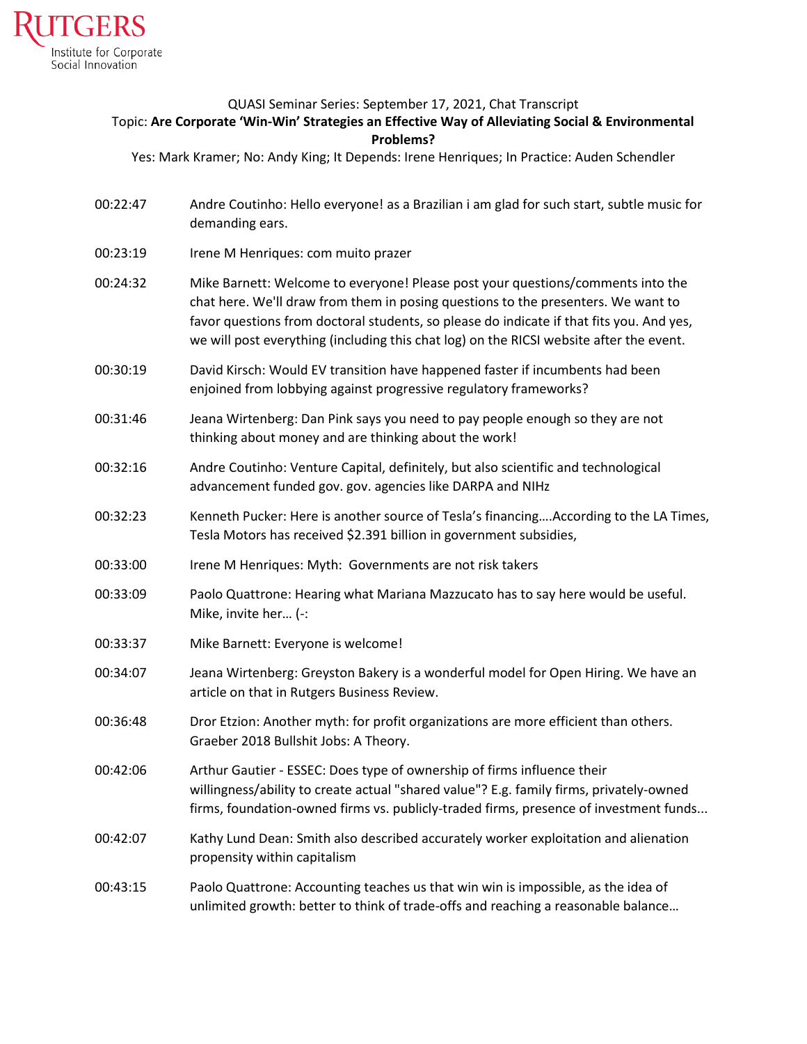Rutgers Institute for Corporate Social Innovation

QUASI Seminar Series: September 17, 2021, Chat Transcript

Topic: **Are Corporate 'Win-Win' Strategies an Effective Way of Alleviating Social & Environmental Problems?**

Yes: Mark Kramer; No: Andy King; It Depends: Irene Henriques; In Practice: Auden Schendler

| | |
|---|---|
| 00:22:47 | Andre Coutinho: Hello everyone! as a Brazilian i am glad for such start, subtle music for demanding ears. |
| 00:23:19 | Irene M Henriques: com muito prazer |
| 00:24:32 | Mike Barnett: Welcome to everyone! Please post your questions/comments into the chat here. We'll draw from them in posing questions to the presenters. We want to favor questions from doctoral students, so please do indicate if that fits you. And yes, we will post everything (including this chat log) on the RICSI website after the event. |
| 00:30:19 | David Kirsch: Would EV transition have happened faster if incumbents had been enjoined from lobbying against progressive regulatory frameworks? |
| 00:31:46 | Jeana Wirtenberg: Dan Pink says you need to pay people enough so they are not thinking about money and are thinking about the work! |
| 00:32:16 | Andre Coutinho: Venture Capital, definitely, but also scientific and technological advancement funded gov. gov. agencies like DARPA and NIHz |
| 00:32:23 | Kenneth Pucker: Here is another source of Tesla's financing….According to the LA Times, Tesla Motors has received $2.391 billion in government subsidies, |
| 00:33:00 | Irene M Henriques: Myth: Governments are not risk takers |
| 00:33:09 | Paolo Quattrone: Hearing what Mariana Mazzucato has to say here would be useful. Mike, invite her… (-: |
| 00:33:37 | Mike Barnett: Everyone is welcome! |
| 00:34:07 | Jeana Wirtenberg: Greyston Bakery is a wonderful model for Open Hiring. We have an article on that in Rutgers Business Review. |
| 00:36:48 | Dror Etzion: Another myth: for profit organizations are more efficient than others. Graeber 2018 Bullshit Jobs: A Theory. |
| 00:42:06 | Arthur Gautier - ESSEC: Does type of ownership of firms influence their willingness/ability to create actual "shared value"? E.g. family firms, privately-owned firms, foundation-owned firms vs. publicly-traded firms, presence of investment funds... |
| 00:42:07 | Kathy Lund Dean: Smith also described accurately worker exploitation and alienation propensity within capitalism |
| 00:43:15 | Paolo Quattrone: Accounting teaches us that win win is impossible, as the idea of unlimited growth: better to think of trade-offs and reaching a reasonable balance… |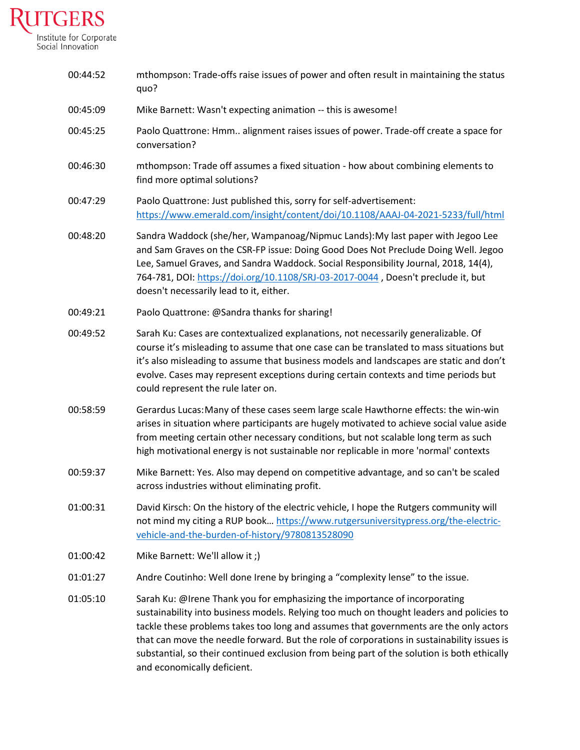| | |
|---|---|
| 00:44:52 | mthompson: Trade-offs raise issues of power and often result in maintaining the status quo? |
| 00:45:09 | Mike Barnett: Wasn't expecting animation -- this is awesome! |
| 00:45:25 | Paolo Quattrone: Hmm.. alignment raises issues of power. Trade-off create a space for conversation? |
| 00:46:30 | mthompson: Trade off assumes a fixed situation - how about combining elements to find more optimal solutions? |
| 00:47:29 | Paolo Quattrone: Just published this, sorry for self-advertisement: https://www.emerald.com/insight/content/doi/10.1108/AAAJ-04-2021-5233/full/html |
| 00:48:20 | Sandra Waddock (she/her, Wampanoag/Nipmuc Lands):My last paper with Jegoo Lee and Sam Graves on the CSR-FP issue: Doing Good Does Not Preclude Doing Well. Jegoo Lee, Samuel Graves, and Sandra Waddock. Social Responsibility Journal, 2018, 14(4), 764-781, DOI: https://doi.org/10.1108/SRJ-03-2017-0044 , Doesn't preclude it, but doesn't necessarily lead to it, either. |
| 00:49:21 | Paolo Quattrone: @Sandra thanks for sharing! |
| 00:49:52 | Sarah Ku: Cases are contextualized explanations, not necessarily generalizable. Of course it's misleading to assume that one case can be translated to mass situations but it's also misleading to assume that business models and landscapes are static and don't evolve. Cases may represent exceptions during certain contexts and time periods but could represent the rule later on. |
| 00:58:59 | Gerardus Lucas:Many of these cases seem large scale Hawthorne effects: the win-win arises in situation where participants are hugely motivated to achieve social value aside from meeting certain other necessary conditions, but not scalable long term as such high motivational energy is not sustainable nor replicable in more 'normal' contexts |
| 00:59:37 | Mike Barnett: Yes. Also may depend on competitive advantage, and so can't be scaled across industries without eliminating profit. |
| 01:00:31 | David Kirsch: On the history of the electric vehicle, I hope the Rutgers community will not mind my citing a RUP book… https://www.rutgersuniversitypress.org/the-electric-vehicle-and-the-burden-of-history/9780813528090 |
| 01:00:42 | Mike Barnett: We'll allow it ;) |
| 01:01:27 | Andre Coutinho: Well done Irene by bringing a "complexity lense" to the issue. |
| 01:05:10 | Sarah Ku: @Irene Thank you for emphasizing the importance of incorporating sustainability into business models. Relying too much on thought leaders and policies to tackle these problems takes too long and assumes that governments are the only actors that can move the needle forward. But the role of corporations in sustainability issues is substantial, so their continued exclusion from being part of the solution is both ethically and economically deficient. |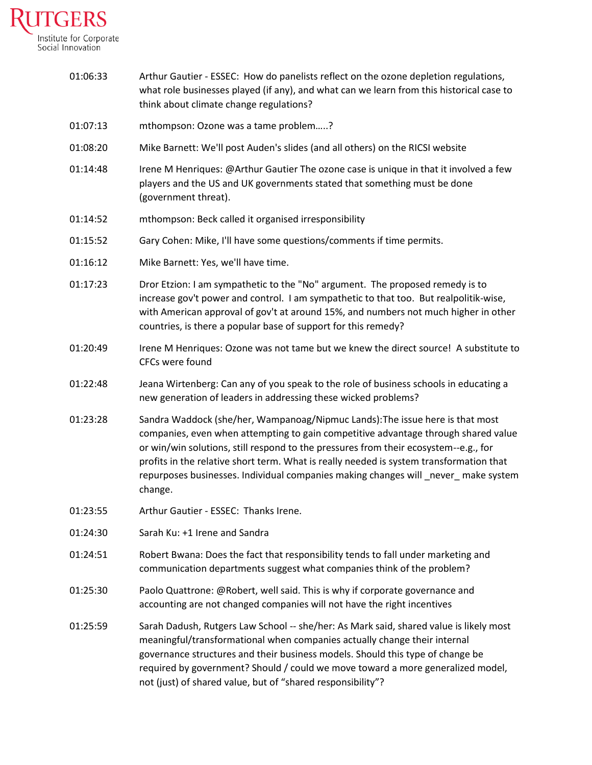| | |
|---|---|
| 01:06:33 | Arthur Gautier - ESSEC: How do panelists reflect on the ozone depletion regulations, what role businesses played (if any), and what can we learn from this historical case to think about climate change regulations? |
| 01:07:13 | mthompson: Ozone was a tame problem…..? |
| 01:08:20 | Mike Barnett: We'll post Auden's slides (and all others) on the RICSI website |
| 01:14:48 | Irene M Henriques: @Arthur Gautier The ozone case is unique in that it involved a few players and the US and UK governments stated that something must be done (government threat). |
| 01:14:52 | mthompson: Beck called it organised irresponsibility |
| 01:15:52 | Gary Cohen: Mike, I'll have some questions/comments if time permits. |
| 01:16:12 | Mike Barnett: Yes, we'll have time. |
| 01:17:23 | Dror Etzion: I am sympathetic to the "No" argument. The proposed remedy is to increase gov't power and control. I am sympathetic to that too. But realpolitik-wise, with American approval of gov't at around 15%, and numbers not much higher in other countries, is there a popular base of support for this remedy? |
| 01:20:49 | Irene M Henriques: Ozone was not tame but we knew the direct source! A substitute to CFCs were found |
| 01:22:48 | Jeana Wirtenberg: Can any of you speak to the role of business schools in educating a new generation of leaders in addressing these wicked problems? |
| 01:23:28 | Sandra Waddock (she/her, Wampanoag/Nipmuc Lands):The issue here is that most companies, even when attempting to gain competitive advantage through shared value or win/win solutions, still respond to the pressures from their ecosystem--e.g., for profits in the relative short term. What is really needed is system transformation that repurposes businesses. Individual companies making changes will _never_ make system change. |
| 01:23:55 | Arthur Gautier - ESSEC: Thanks Irene. |
| 01:24:30 | Sarah Ku: +1 Irene and Sandra |
| 01:24:51 | Robert Bwana: Does the fact that responsibility tends to fall under marketing and communication departments suggest what companies think of the problem? |
| 01:25:30 | Paolo Quattrone: @Robert, well said. This is why if corporate governance and accounting are not changed companies will not have the right incentives |
| 01:25:59 | Sarah Dadush, Rutgers Law School -- she/her: As Mark said, shared value is likely most meaningful/transformational when companies actually change their internal governance structures and their business models. Should this type of change be required by government? Should / could we move toward a more generalized model, not (just) of shared value, but of "shared responsibility"? |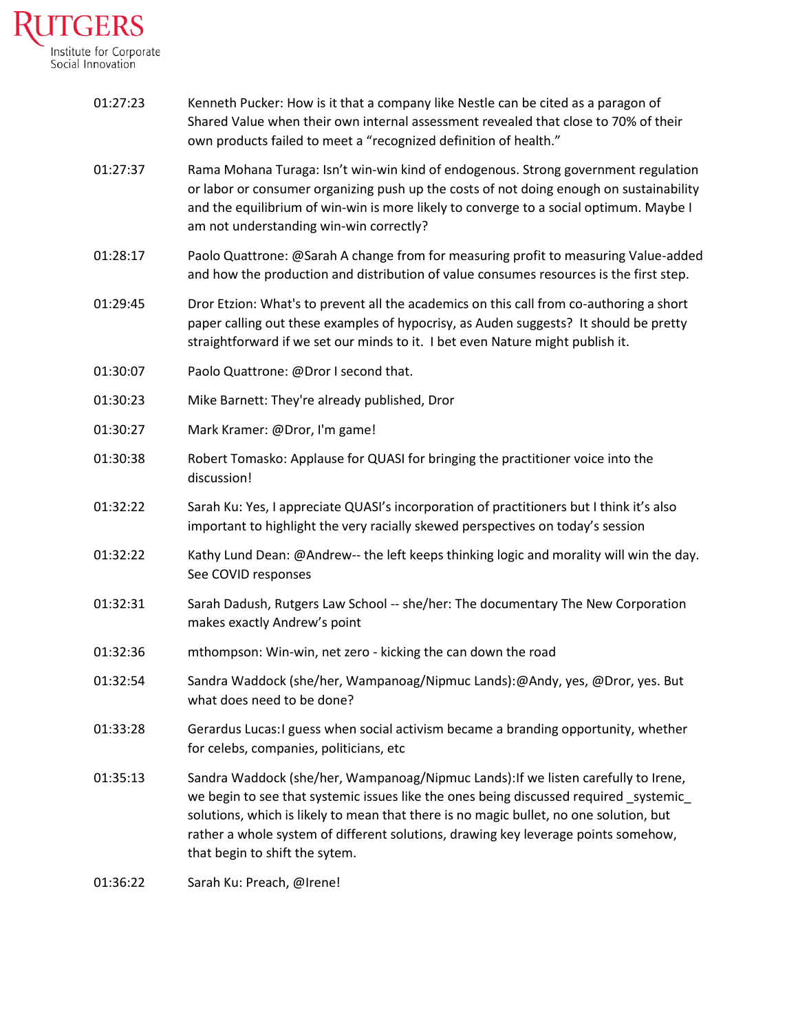| | |
|---|---|
| 01:27:23 | Kenneth Pucker: How is it that a company like Nestle can be cited as a paragon of Shared Value when their own internal assessment revealed that close to 70% of their own products failed to meet a "recognized definition of health." |
| 01:27:37 | Rama Mohana Turaga: Isn't win-win kind of endogenous. Strong government regulation or labor or consumer organizing push up the costs of not doing enough on sustainability and the equilibrium of win-win is more likely to converge to a social optimum. Maybe I am not understanding win-win correctly? |
| 01:28:17 | Paolo Quattrone: @Sarah A change from for measuring profit to measuring Value-added and how the production and distribution of value consumes resources is the first step. |
| 01:29:45 | Dror Etzion: What's to prevent all the academics on this call from co-authoring a short paper calling out these examples of hypocrisy, as Auden suggests? It should be pretty straightforward if we set our minds to it. I bet even Nature might publish it. |
| 01:30:07 | Paolo Quattrone: @Dror I second that. |
| 01:30:23 | Mike Barnett: They're already published, Dror |
| 01:30:27 | Mark Kramer: @Dror, I'm game! |
| 01:30:38 | Robert Tomasko: Applause for QUASI for bringing the practitioner voice into the discussion! |
| 01:32:22 | Sarah Ku: Yes, I appreciate QUASI's incorporation of practitioners but I think it's also important to highlight the very racially skewed perspectives on today's session |
| 01:32:22 | Kathy Lund Dean: @Andrew-- the left keeps thinking logic and morality will win the day. See COVID responses |
| 01:32:31 | Sarah Dadush, Rutgers Law School -- she/her: The documentary The New Corporation makes exactly Andrew's point |
| 01:32:36 | mthompson: Win-win, net zero - kicking the can down the road |
| 01:32:54 | Sandra Waddock (she/her, Wampanoag/Nipmuc Lands):@Andy, yes, @Dror, yes. But what does need to be done? |
| 01:33:28 | Gerardus Lucas:I guess when social activism became a branding opportunity, whether for celebs, companies, politicians, etc |
| 01:35:13 | Sandra Waddock (she/her, Wampanoag/Nipmuc Lands):If we listen carefully to Irene, we begin to see that systemic issues like the ones being discussed required _systemic_ solutions, which is likely to mean that there is no magic bullet, no one solution, but rather a whole system of different solutions, drawing key leverage points somehow, that begin to shift the sytem. |
| 01:36:22 | Sarah Ku: Preach, @Irene! |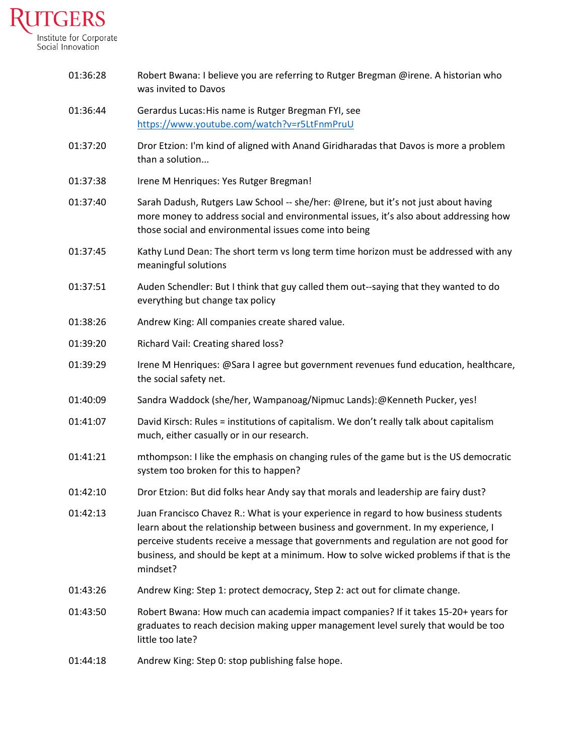| | |
|---|---|
| 01:36:28 | Robert Bwana: I believe you are referring to Rutger Bregman @irene. A historian who was invited to Davos |
| 01:36:44 | Gerardus Lucas:His name is Rutger Bregman FYI, see https://www.youtube.com/watch?v=r5LtFnmPruU |
| 01:37:20 | Dror Etzion: I'm kind of aligned with Anand Giridharadas that Davos is more a problem than a solution... |
| 01:37:38 | Irene M Henriques: Yes Rutger Bregman! |
| 01:37:40 | Sarah Dadush, Rutgers Law School -- she/her: @Irene, but it's not just about having more money to address social and environmental issues, it's also about addressing how those social and environmental issues come into being |
| 01:37:45 | Kathy Lund Dean: The short term vs long term time horizon must be addressed with any meaningful solutions |
| 01:37:51 | Auden Schendler: But I think that guy called them out--saying that they wanted to do everything but change tax policy |
| 01:38:26 | Andrew King: All companies create shared value. |
| 01:39:20 | Richard Vail: Creating shared loss? |
| 01:39:29 | Irene M Henriques: @Sara I agree but government revenues fund education, healthcare, the social safety net. |
| 01:40:09 | Sandra Waddock (she/her, Wampanoag/Nipmuc Lands):@Kenneth Pucker, yes! |
| 01:41:07 | David Kirsch: Rules = institutions of capitalism. We don't really talk about capitalism much, either casually or in our research. |
| 01:41:21 | mthompson: I like the emphasis on changing rules of the game but is the US democratic system too broken for this to happen? |
| 01:42:10 | Dror Etzion: But did folks hear Andy say that morals and leadership are fairy dust? |
| 01:42:13 | Juan Francisco Chavez R.: What is your experience in regard to how business students learn about the relationship between business and government. In my experience, I perceive students receive a message that governments and regulation are not good for business, and should be kept at a minimum. How to solve wicked problems if that is the mindset? |
| 01:43:26 | Andrew King: Step 1: protect democracy, Step 2: act out for climate change. |
| 01:43:50 | Robert Bwana: How much can academia impact companies? If it takes 15-20+ years for graduates to reach decision making upper management level surely that would be too little too late? |
| 01:44:18 | Andrew King: Step 0: stop publishing false hope. |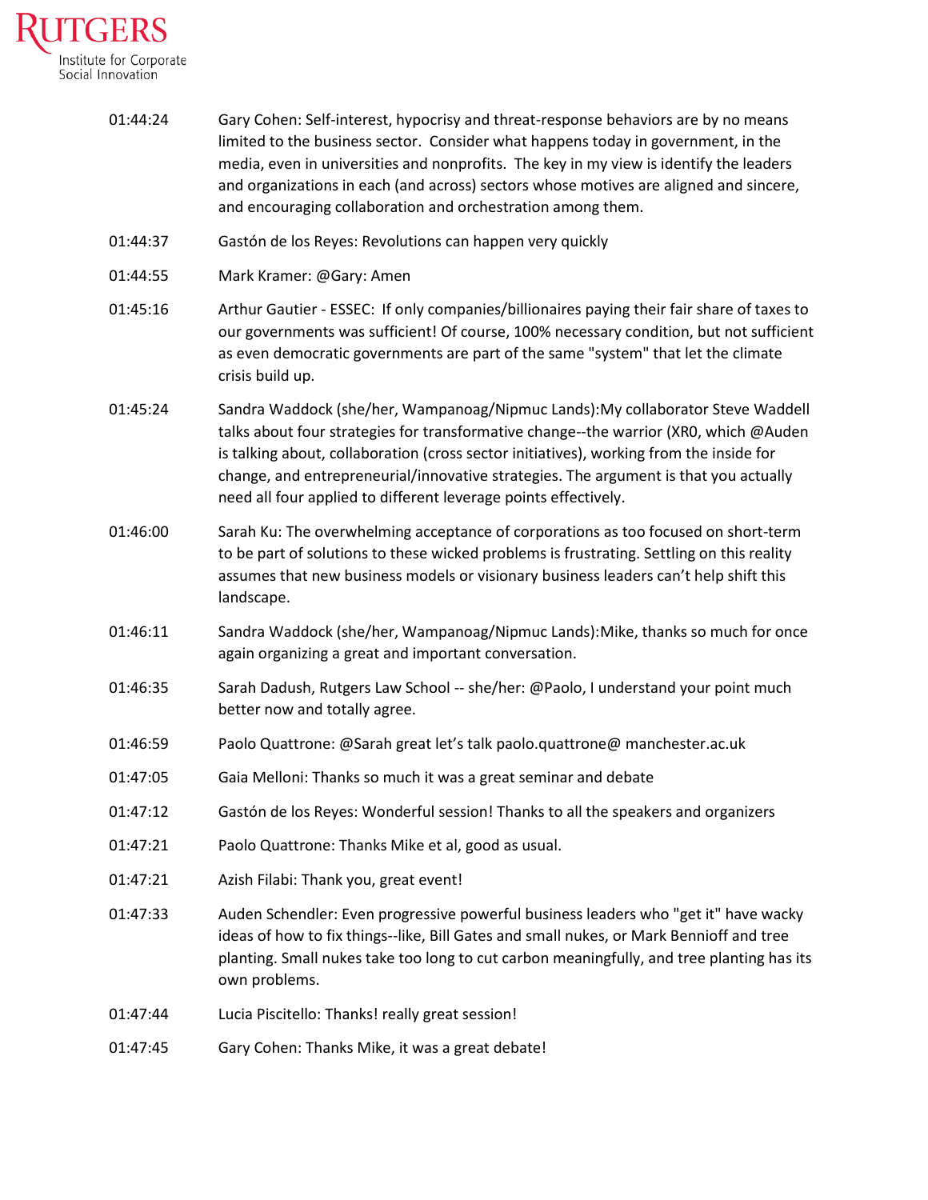01:44:24 Gary Cohen: Self-interest, hypocrisy and threat-response behaviors are by no means limited to the business sector. Consider what happens today in government, in the media, even in universities and nonprofits. The key in my view is identify the leaders and organizations in each (and across) sectors whose motives are aligned and sincere, and encouraging collaboration and orchestration among them.

01:44:37 Gastón de los Reyes: Revolutions can happen very quickly

01:44:55 Mark Kramer: @Gary: Amen

01:45:16 Arthur Gautier - ESSEC: If only companies/billionaires paying their fair share of taxes to our governments was sufficient! Of course, 100% necessary condition, but not sufficient as even democratic governments are part of the same "system" that let the climate crisis build up.

01:45:24 Sandra Waddock (she/her, Wampanoag/Nipmuc Lands):My collaborator Steve Waddell talks about four strategies for transformative change--the warrior (XR0, which @Auden is talking about, collaboration (cross sector initiatives), working from the inside for change, and entrepreneurial/innovative strategies. The argument is that you actually need all four applied to different leverage points effectively.

01:46:00 Sarah Ku: The overwhelming acceptance of corporations as too focused on short-term to be part of solutions to these wicked problems is frustrating. Settling on this reality assumes that new business models or visionary business leaders can't help shift this landscape.

01:46:11 Sandra Waddock (she/her, Wampanoag/Nipmuc Lands):Mike, thanks so much for once again organizing a great and important conversation.

01:46:35 Sarah Dadush, Rutgers Law School -- she/her: @Paolo, I understand your point much better now and totally agree.

01:46:59 Paolo Quattrone: @Sarah great let's talk paolo.quattrone@ manchester.ac.uk

01:47:05 Gaia Melloni: Thanks so much it was a great seminar and debate

01:47:12 Gastón de los Reyes: Wonderful session! Thanks to all the speakers and organizers

01:47:21 Paolo Quattrone: Thanks Mike et al, good as usual.

01:47:21 Azish Filabi: Thank you, great event!

01:47:33 Auden Schendler: Even progressive powerful business leaders who "get it" have wacky ideas of how to fix things--like, Bill Gates and small nukes, or Mark Bennioff and tree planting. Small nukes take too long to cut carbon meaningfully, and tree planting has its own problems.

01:47:44 Lucia Piscitello: Thanks! really great session!

01:47:45 Gary Cohen: Thanks Mike, it was a great debate!